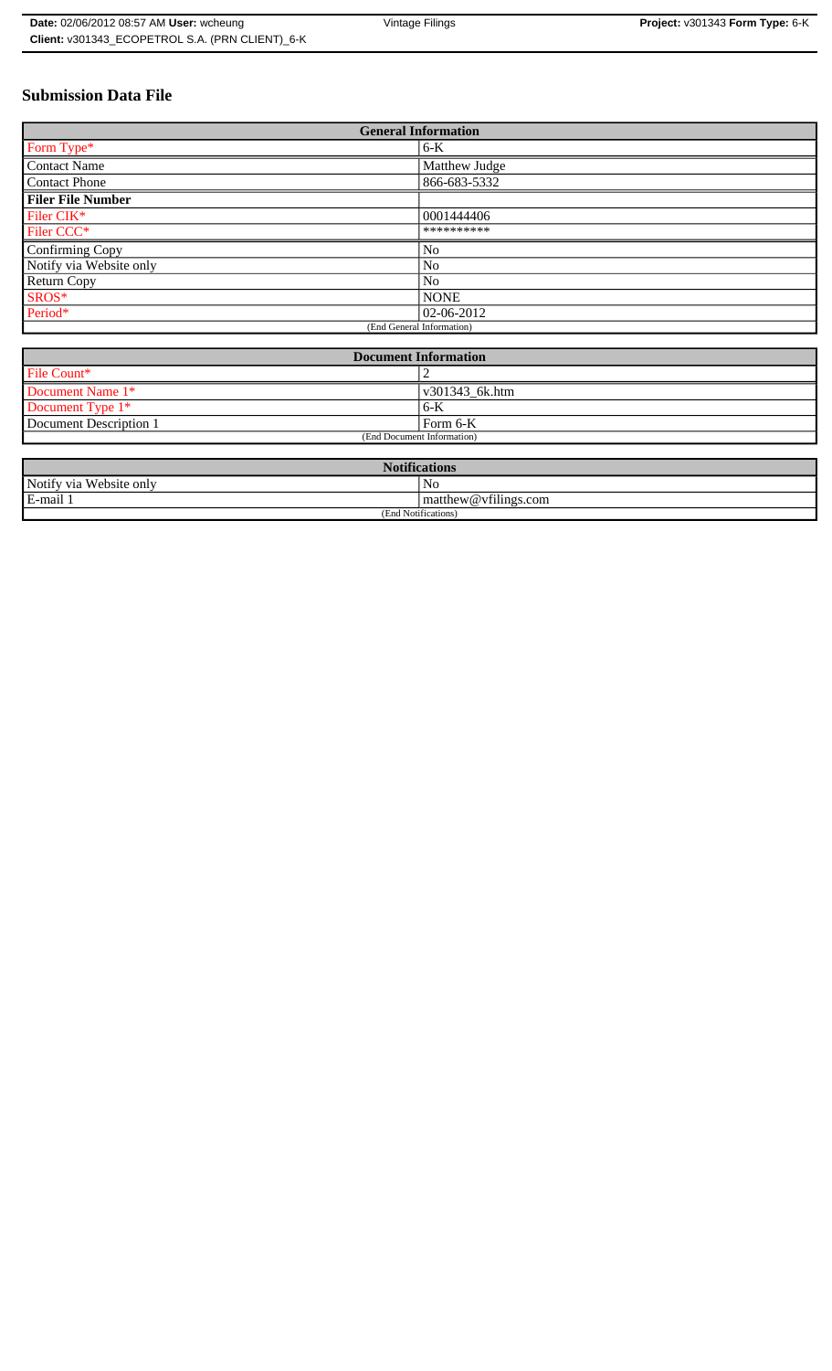# Submission Data File

| General Information | |
|---|---|
| Form Type* | 6-K |
| Contact Name | Matthew Judge |
| Contact Phone | 866-683-5332 |
| **Filer File Number** | |
| Filer CIK* | 0001444406 |
| Filer CCC* | ********** |
| Confirming Copy | No |
| Notify via Website only | No |
| Return Copy | No |
| SROS* | NONE |
| Period* | 02-06-2012 |
| (End General Information) | |

| Document Information | |
|---|---|
| File Count* | 2 |
| Document Name 1* | v301343_6k.htm |
| Document Type 1* | 6-K |
| Document Description 1 | Form 6-K |
| (End Document Information) | |

| Notifications | |
|---|---|
| Notify via Website only | No |
| E-mail 1 | matthew@vfilings.com |
| (End Notifications) | |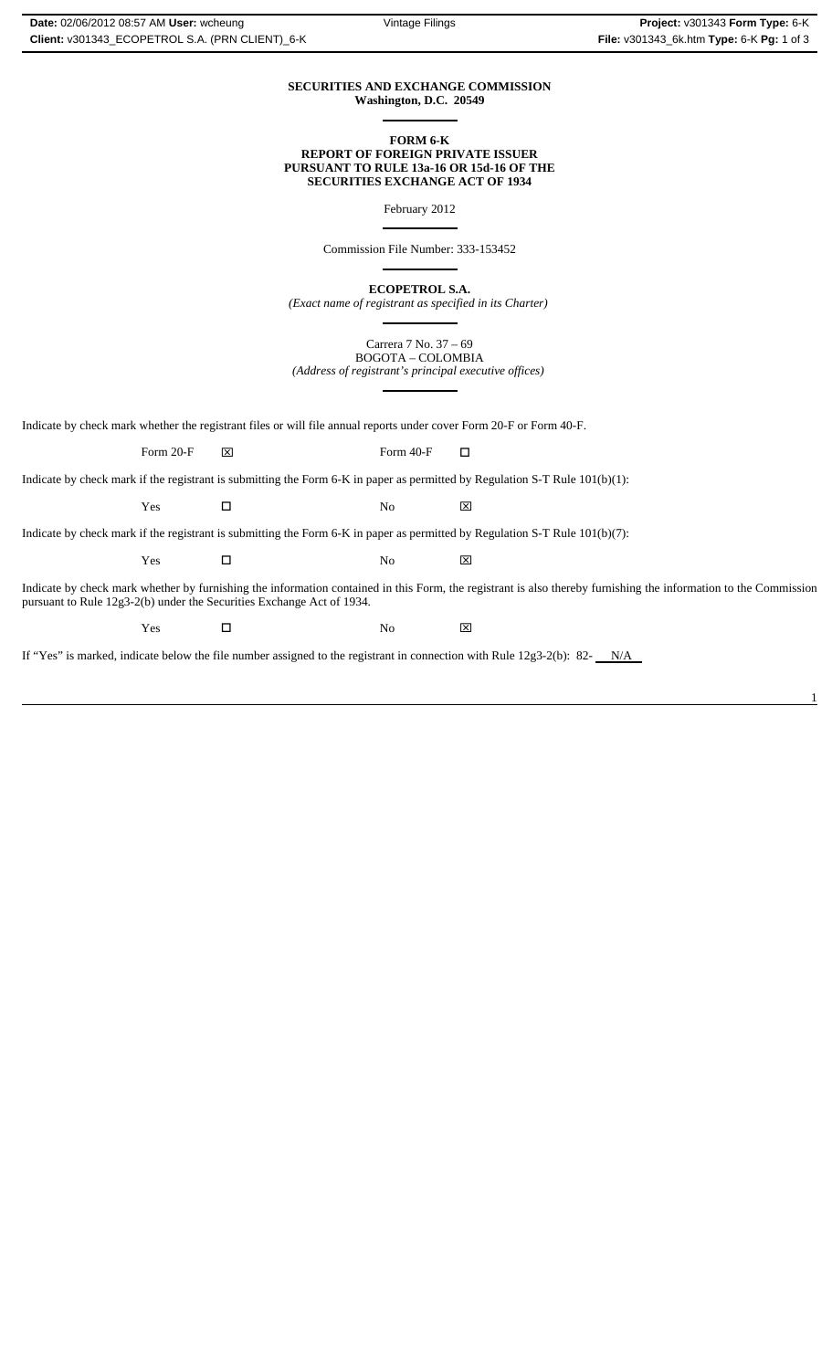**SECURITIES AND EXCHANGE COMMISSION**
**Washington, D.C. 20549**

**FORM 6-K**
**REPORT OF FOREIGN PRIVATE ISSUER**
**PURSUANT TO RULE 13a-16 OR 15d-16 OF THE**
**SECURITIES EXCHANGE ACT OF 1934**

February 2012

Commission File Number: 333-153452

**ECOPETROL S.A.**
*(Exact name of registrant as specified in its Charter)*

Carrera 7 No. 37 – 69
BOGOTA – COLOMBIA
*(Address of registrant's principal executive offices)*

Indicate by check mark whether the registrant files or will file annual reports under cover Form 20-F or Form 40-F.

Form 20-F ☒ Form 40-F ☐

Indicate by check mark if the registrant is submitting the Form 6-K in paper as permitted by Regulation S-T Rule 101(b)(1):

Yes ☐ No ☒

Indicate by check mark if the registrant is submitting the Form 6-K in paper as permitted by Regulation S-T Rule 101(b)(7):

Yes ☐ No ☒

Indicate by check mark whether by furnishing the information contained in this Form, the registrant is also thereby furnishing the information to the Commission pursuant to Rule 12g3-2(b) under the Securities Exchange Act of 1934.

Yes ☐ No ☒

If "Yes" is marked, indicate below the file number assigned to the registrant in connection with Rule 12g3-2(b): 82- N/A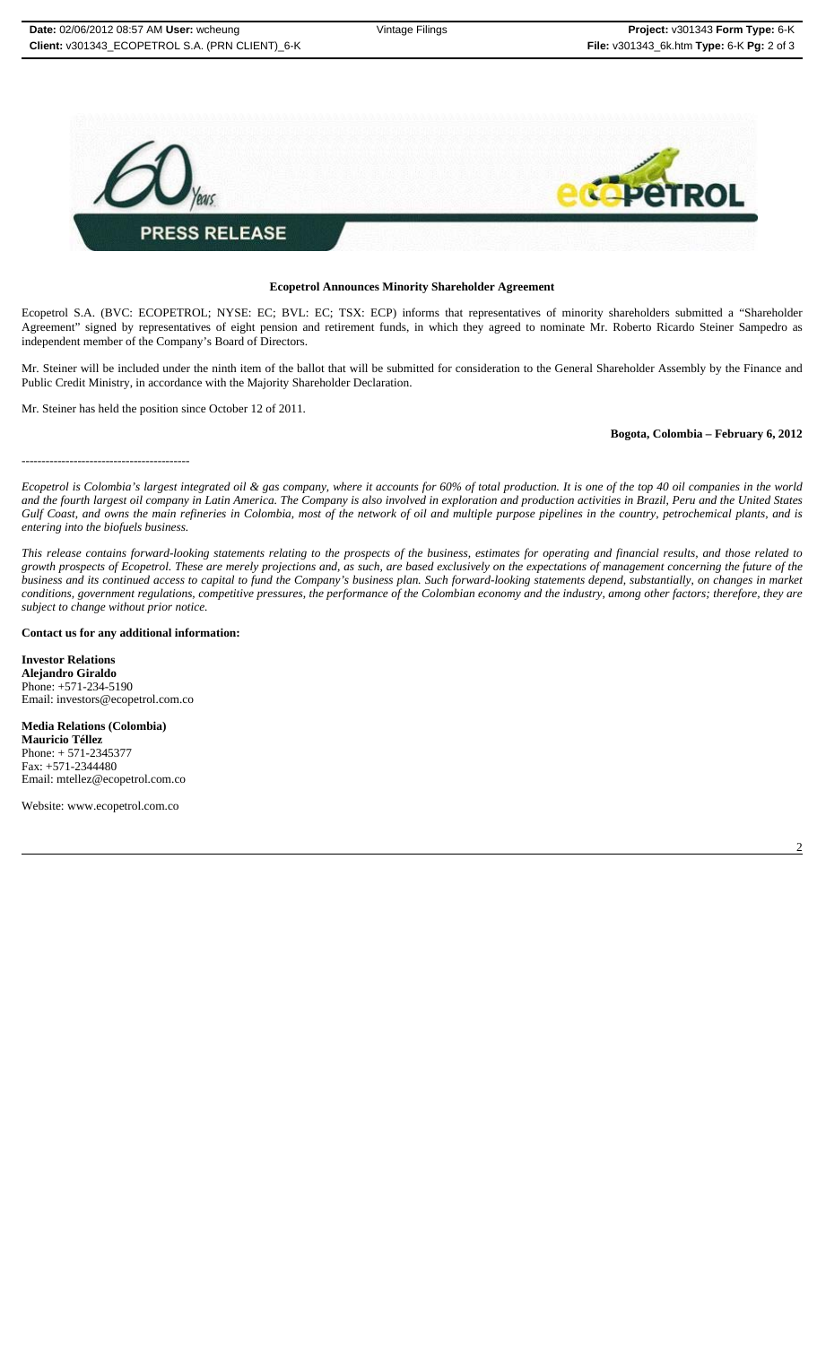**PRESS RELEASE**

**Ecopetrol Announces Minority Shareholder Agreement**

Ecopetrol S.A. (BVC: ECOPETROL; NYSE: EC; BVL: EC; TSX: ECP) informs that representatives of minority shareholders submitted a "Shareholder Agreement" signed by representatives of eight pension and retirement funds, in which they agreed to nominate Mr. Roberto Ricardo Steiner Sampedro as independent member of the Company's Board of Directors.

Mr. Steiner will be included under the ninth item of the ballot that will be submitted for consideration to the General Shareholder Assembly by the Finance and Public Credit Ministry, in accordance with the Majority Shareholder Declaration.

Mr. Steiner has held the position since October 12 of 2011.

**Bogota, Colombia – February 6, 2012**

-----------------------------------------

*Ecopetrol is Colombia's largest integrated oil & gas company, where it accounts for 60% of total production. It is one of the top 40 oil companies in the world and the fourth largest oil company in Latin America. The Company is also involved in exploration and production activities in Brazil, Peru and the United States Gulf Coast, and owns the main refineries in Colombia, most of the network of oil and multiple purpose pipelines in the country, petrochemical plants, and is entering into the biofuels business.*

*This release contains forward-looking statements relating to the prospects of the business, estimates for operating and financial results, and those related to growth prospects of Ecopetrol. These are merely projections and, as such, are based exclusively on the expectations of management concerning the future of the business and its continued access to capital to fund the Company's business plan. Such forward-looking statements depend, substantially, on changes in market conditions, government regulations, competitive pressures, the performance of the Colombian economy and the industry, among other factors; therefore, they are subject to change without prior notice.*

**Contact us for any additional information:**

**Investor Relations**
**Alejandro Giraldo**
Phone: +571-234-5190
Email: investors@ecopetrol.com.co

**Media Relations (Colombia)**
**Mauricio Téllez**
Phone: + 571-2345377
Fax: +571-2344480
Email: mtellez@ecopetrol.com.co

Website: www.ecopetrol.com.co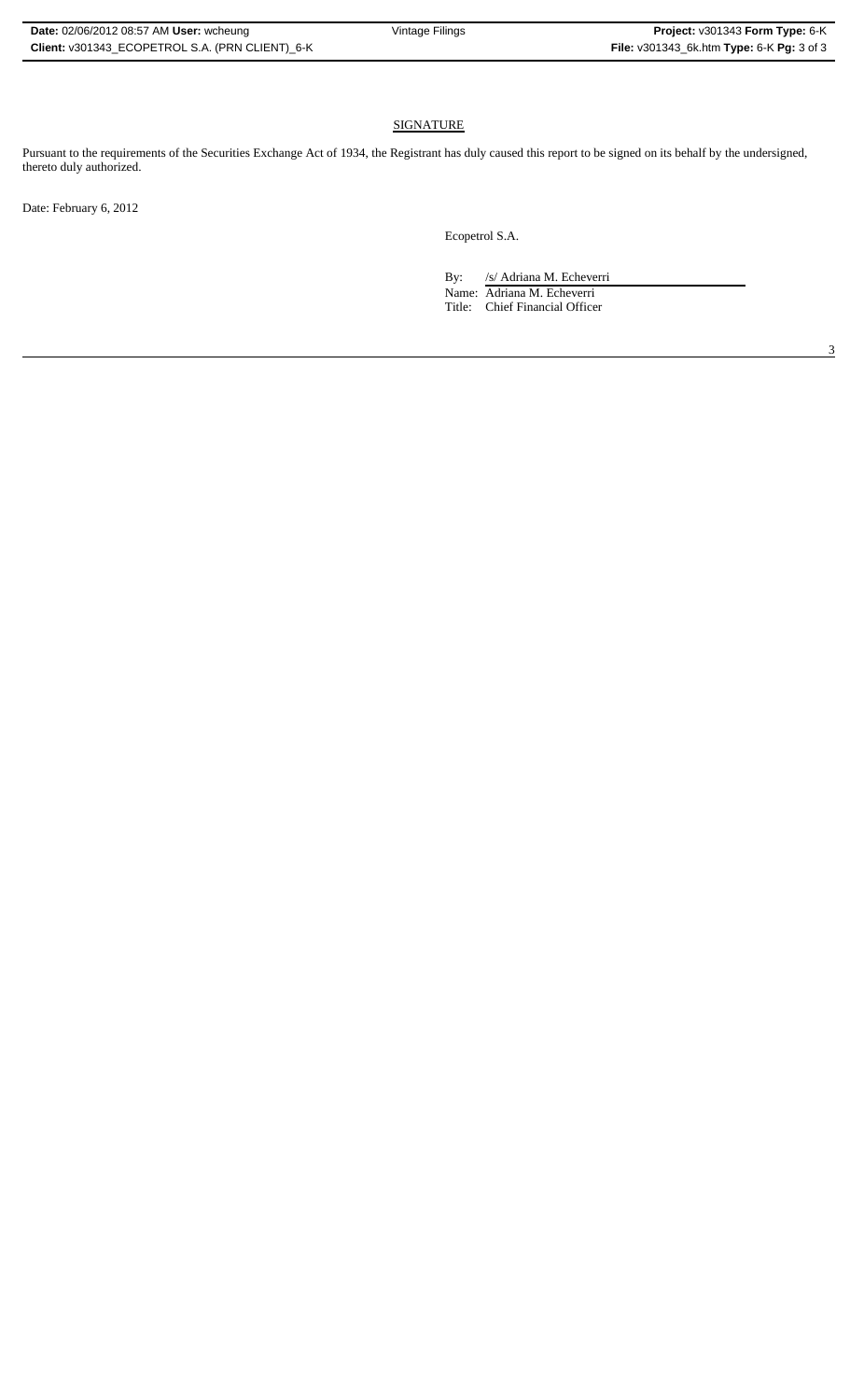## SIGNATURE

Pursuant to the requirements of the Securities Exchange Act of 1934, the Registrant has duly caused this report to be signed on its behalf by the undersigned, thereto duly authorized.

Date: February 6, 2012

Ecopetrol S.A.

By: /s/ Adriana M. Echeverri
Name: Adriana M. Echeverri
Title: Chief Financial Officer